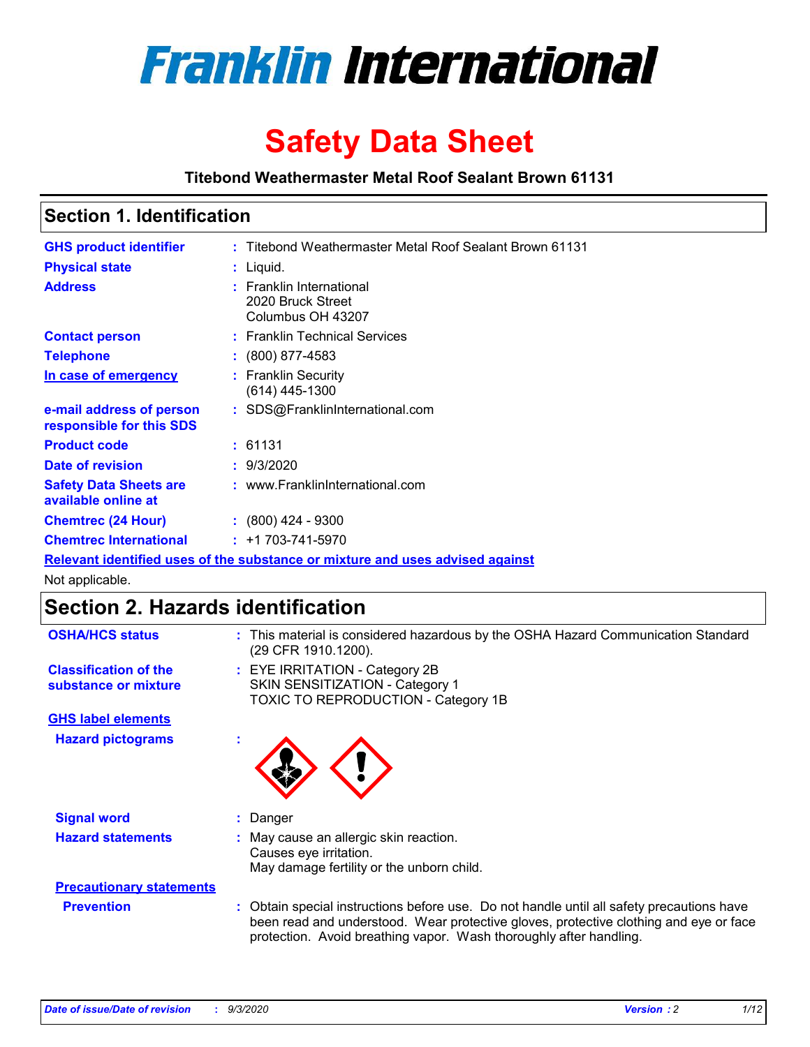# Franklin International

# Safety Data Sheet

**Titebond Weathermaster Metal Roof Sealant Brown 61131**

## Section 1. Identification

| | |
|---|---|
| **GHS product identifier** | : Titebond Weathermaster Metal Roof Sealant Brown 61131 |
| **Physical state** | : Liquid. |
| **Address** | : Franklin International<br>2020 Bruck Street<br>Columbus OH 43207 |
| **Contact person** | : Franklin Technical Services |
| **Telephone** | : (800) 877-4583 |
| **In case of emergency** | : Franklin Security<br>(614) 445-1300 |
| **e-mail address of person responsible for this SDS** | : SDS@FranklinInternational.com |
| **Product code** | : 61131 |
| **Date of revision** | : 9/3/2020 |
| **Safety Data Sheets are available online at** | : www.FranklinInternational.com |
| **Chemtrec (24 Hour)** | : (800) 424 - 9300 |
| **Chemtrec International** | : +1 703-741-5970 |

**Relevant identified uses of the substance or mixture and uses advised against**

Not applicable.

## Section 2. Hazards identification

| | |
|---|---|
| **OSHA/HCS status** | : This material is considered hazardous by the OSHA Hazard Communication Standard (29 CFR 1910.1200). |
| **Classification of the substance or mixture** | : EYE IRRITATION - Category 2B<br>SKIN SENSITIZATION - Category 1<br>TOXIC TO REPRODUCTION - Category 1B |

**GHS label elements**

**Hazard pictograms** :

**Signal word** : Danger

**Hazard statements** : May cause an allergic skin reaction.
Causes eye irritation.
May damage fertility or the unborn child.

**Precautionary statements**

**Prevention** : Obtain special instructions before use. Do not handle until all safety precautions have been read and understood. Wear protective gloves, protective clothing and eye or face protection. Avoid breathing vapor. Wash thoroughly after handling.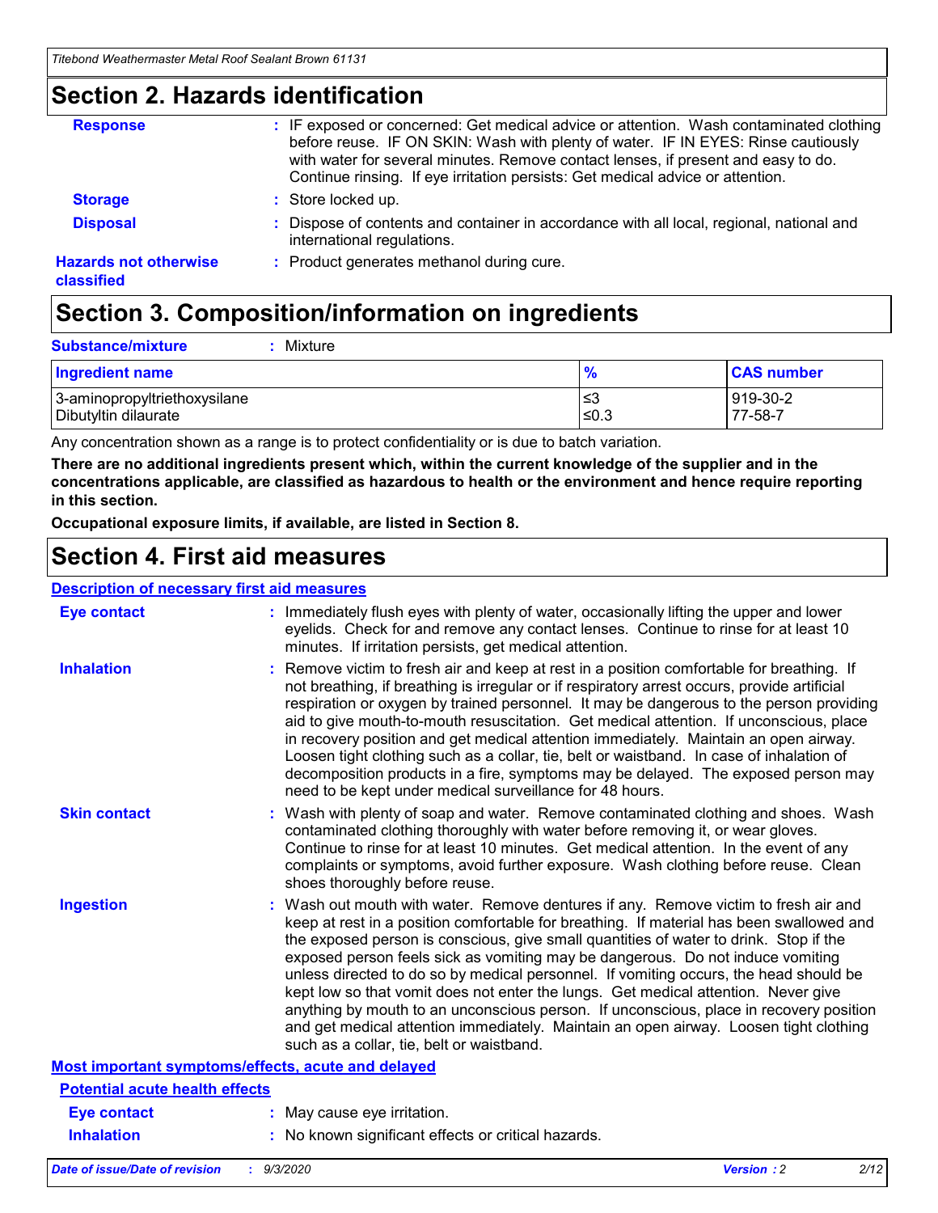## Section 2. Hazards identification

**Response** : IF exposed or concerned: Get medical advice or attention. Wash contaminated clothing before reuse. IF ON SKIN: Wash with plenty of water. IF IN EYES: Rinse cautiously with water for several minutes. Remove contact lenses, if present and easy to do. Continue rinsing. If eye irritation persists: Get medical advice or attention.

**Storage** : Store locked up.

**Disposal** : Dispose of contents and container in accordance with all local, regional, national and international regulations.

**Hazards not otherwise classified** : Product generates methanol during cure.

## Section 3. Composition/information on ingredients

**Substance/mixture** : Mixture

| Ingredient name | % | CAS number |
|---|---|---|
| 3-aminopropyltriethoxysilane | ≤3 | 919-30-2 |
| Dibutyltin dilaurate | ≤0.3 | 77-58-7 |

Any concentration shown as a range is to protect confidentiality or is due to batch variation.

**There are no additional ingredients present which, within the current knowledge of the supplier and in the concentrations applicable, are classified as hazardous to health or the environment and hence require reporting in this section.**

**Occupational exposure limits, if available, are listed in Section 8.**

## Section 4. First aid measures

### Description of necessary first aid measures

**Eye contact** : Immediately flush eyes with plenty of water, occasionally lifting the upper and lower eyelids. Check for and remove any contact lenses. Continue to rinse for at least 10 minutes. If irritation persists, get medical attention.

**Inhalation** : Remove victim to fresh air and keep at rest in a position comfortable for breathing. If not breathing, if breathing is irregular or if respiratory arrest occurs, provide artificial respiration or oxygen by trained personnel. It may be dangerous to the person providing aid to give mouth-to-mouth resuscitation. Get medical attention. If unconscious, place in recovery position and get medical attention immediately. Maintain an open airway. Loosen tight clothing such as a collar, tie, belt or waistband. In case of inhalation of decomposition products in a fire, symptoms may be delayed. The exposed person may need to be kept under medical surveillance for 48 hours.

**Skin contact** : Wash with plenty of soap and water. Remove contaminated clothing and shoes. Wash contaminated clothing thoroughly with water before removing it, or wear gloves. Continue to rinse for at least 10 minutes. Get medical attention. In the event of any complaints or symptoms, avoid further exposure. Wash clothing before reuse. Clean shoes thoroughly before reuse.

**Ingestion** : Wash out mouth with water. Remove dentures if any. Remove victim to fresh air and keep at rest in a position comfortable for breathing. If material has been swallowed and the exposed person is conscious, give small quantities of water to drink. Stop if the exposed person feels sick as vomiting may be dangerous. Do not induce vomiting unless directed to do so by medical personnel. If vomiting occurs, the head should be kept low so that vomit does not enter the lungs. Get medical attention. Never give anything by mouth to an unconscious person. If unconscious, place in recovery position and get medical attention immediately. Maintain an open airway. Loosen tight clothing such as a collar, tie, belt or waistband.

### Most important symptoms/effects, acute and delayed

#### Potential acute health effects

**Eye contact** : May cause eye irritation.

**Inhalation** : No known significant effects or critical hazards.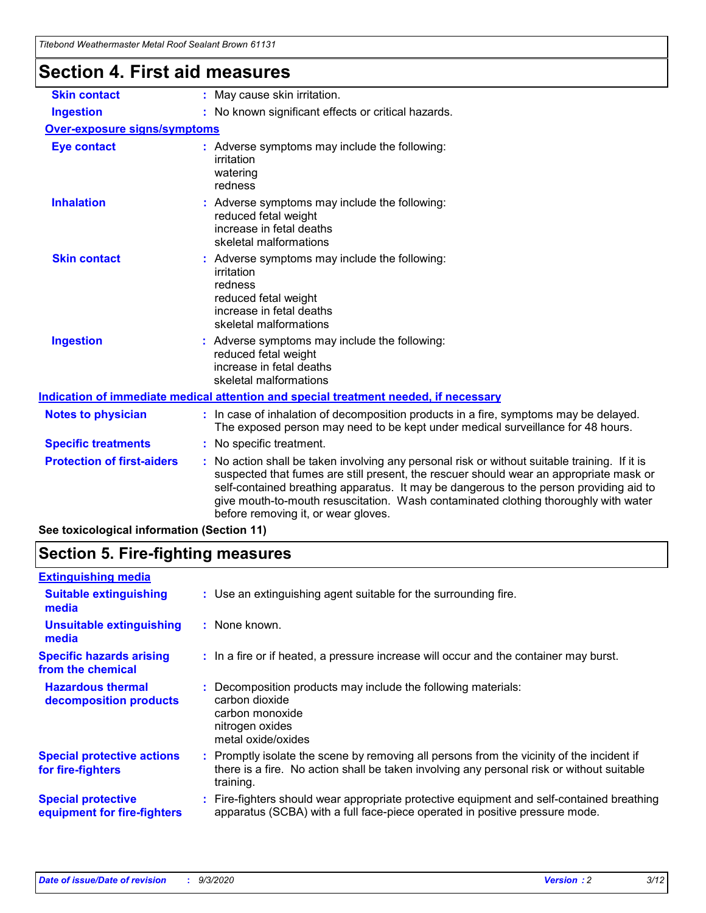# Section 4. First aid measures

| | |
|---|---|
| **Skin contact** | : May cause skin irritation. |
| **Ingestion** | : No known significant effects or critical hazards. |

**Over-exposure signs/symptoms**

| | |
|---|---|
| **Eye contact** | : Adverse symptoms may include the following:<br>irritation<br>watering<br>redness |
| **Inhalation** | : Adverse symptoms may include the following:<br>reduced fetal weight<br>increase in fetal deaths<br>skeletal malformations |
| **Skin contact** | : Adverse symptoms may include the following:<br>irritation<br>redness<br>reduced fetal weight<br>increase in fetal deaths<br>skeletal malformations |
| **Ingestion** | : Adverse symptoms may include the following:<br>reduced fetal weight<br>increase in fetal deaths<br>skeletal malformations |

**Indication of immediate medical attention and special treatment needed, if necessary**

| | |
|---|---|
| **Notes to physician** | : In case of inhalation of decomposition products in a fire, symptoms may be delayed. The exposed person may need to be kept under medical surveillance for 48 hours. |
| **Specific treatments** | : No specific treatment. |
| **Protection of first-aiders** | : No action shall be taken involving any personal risk or without suitable training. If it is suspected that fumes are still present, the rescuer should wear an appropriate mask or self-contained breathing apparatus. It may be dangerous to the person providing aid to give mouth-to-mouth resuscitation. Wash contaminated clothing thoroughly with water before removing it, or wear gloves. |

**See toxicological information (Section 11)**

# Section 5. Fire-fighting measures

**Extinguishing media**

| | |
|---|---|
| **Suitable extinguishing media** | : Use an extinguishing agent suitable for the surrounding fire. |
| **Unsuitable extinguishing media** | : None known. |
| **Specific hazards arising from the chemical** | : In a fire or if heated, a pressure increase will occur and the container may burst. |
| **Hazardous thermal decomposition products** | : Decomposition products may include the following materials:<br>carbon dioxide<br>carbon monoxide<br>nitrogen oxides<br>metal oxide/oxides |
| **Special protective actions for fire-fighters** | : Promptly isolate the scene by removing all persons from the vicinity of the incident if there is a fire. No action shall be taken involving any personal risk or without suitable training. |
| **Special protective equipment for fire-fighters** | : Fire-fighters should wear appropriate protective equipment and self-contained breathing apparatus (SCBA) with a full face-piece operated in positive pressure mode. |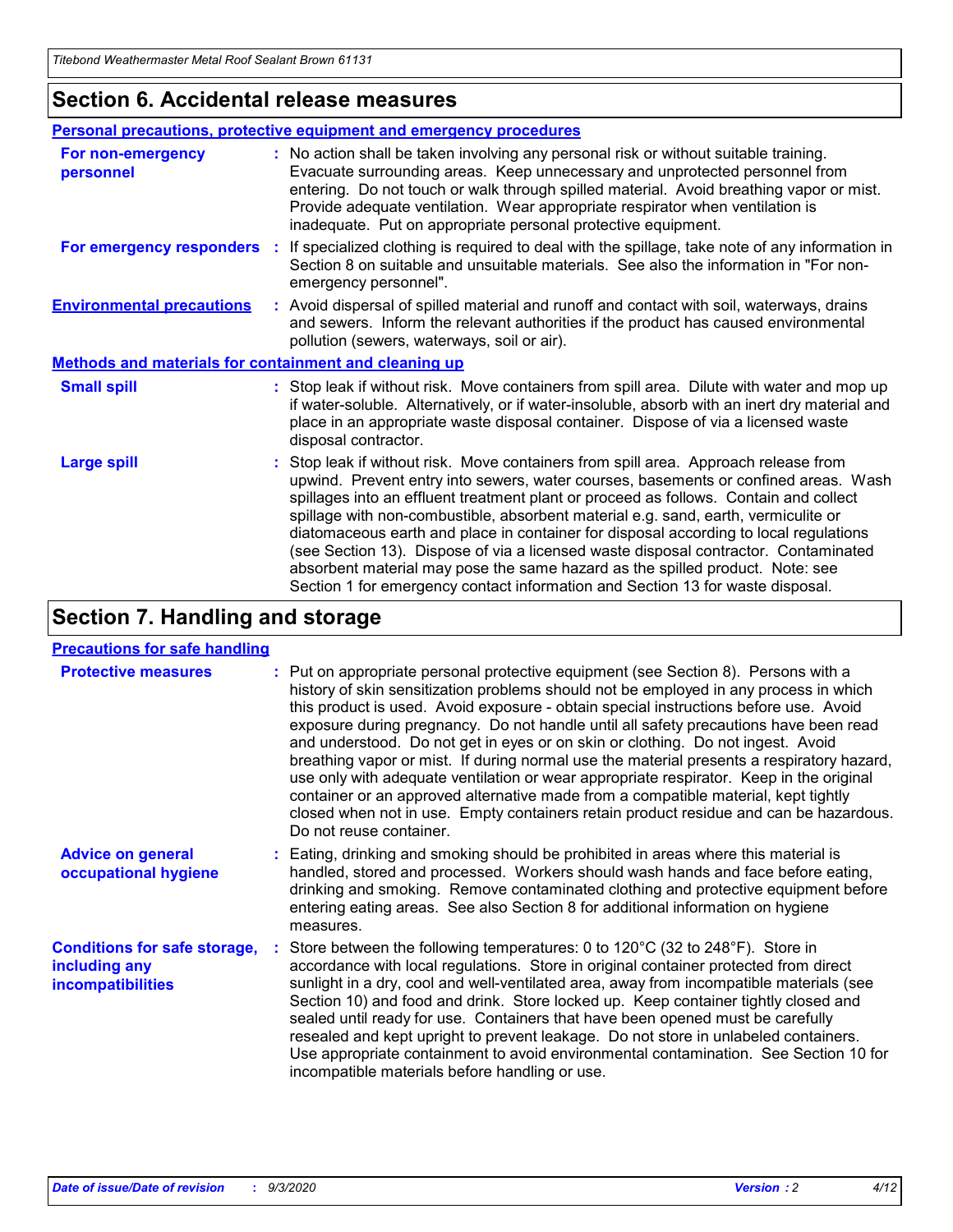## Section 6. Accidental release measures

### Personal precautions, protective equipment and emergency procedures

**For non-emergency personnel** : No action shall be taken involving any personal risk or without suitable training. Evacuate surrounding areas. Keep unnecessary and unprotected personnel from entering. Do not touch or walk through spilled material. Avoid breathing vapor or mist. Provide adequate ventilation. Wear appropriate respirator when ventilation is inadequate. Put on appropriate personal protective equipment.

**For emergency responders** : If specialized clothing is required to deal with the spillage, take note of any information in Section 8 on suitable and unsuitable materials. See also the information in "For non-emergency personnel".

**Environmental precautions** : Avoid dispersal of spilled material and runoff and contact with soil, waterways, drains and sewers. Inform the relevant authorities if the product has caused environmental pollution (sewers, waterways, soil or air).

### Methods and materials for containment and cleaning up

**Small spill** : Stop leak if without risk. Move containers from spill area. Dilute with water and mop up if water-soluble. Alternatively, or if water-insoluble, absorb with an inert dry material and place in an appropriate waste disposal container. Dispose of via a licensed waste disposal contractor.

**Large spill** : Stop leak if without risk. Move containers from spill area. Approach release from upwind. Prevent entry into sewers, water courses, basements or confined areas. Wash spillages into an effluent treatment plant or proceed as follows. Contain and collect spillage with non-combustible, absorbent material e.g. sand, earth, vermiculite or diatomaceous earth and place in container for disposal according to local regulations (see Section 13). Dispose of via a licensed waste disposal contractor. Contaminated absorbent material may pose the same hazard as the spilled product. Note: see Section 1 for emergency contact information and Section 13 for waste disposal.

## Section 7. Handling and storage

### Precautions for safe handling

**Protective measures** : Put on appropriate personal protective equipment (see Section 8). Persons with a history of skin sensitization problems should not be employed in any process in which this product is used. Avoid exposure - obtain special instructions before use. Avoid exposure during pregnancy. Do not handle until all safety precautions have been read and understood. Do not get in eyes or on skin or clothing. Do not ingest. Avoid breathing vapor or mist. If during normal use the material presents a respiratory hazard, use only with adequate ventilation or wear appropriate respirator. Keep in the original container or an approved alternative made from a compatible material, kept tightly closed when not in use. Empty containers retain product residue and can be hazardous. Do not reuse container.

**Advice on general occupational hygiene** : Eating, drinking and smoking should be prohibited in areas where this material is handled, stored and processed. Workers should wash hands and face before eating, drinking and smoking. Remove contaminated clothing and protective equipment before entering eating areas. See also Section 8 for additional information on hygiene measures.

**Conditions for safe storage, including any incompatibilities** : Store between the following temperatures: 0 to 120°C (32 to 248°F). Store in accordance with local regulations. Store in original container protected from direct sunlight in a dry, cool and well-ventilated area, away from incompatible materials (see Section 10) and food and drink. Store locked up. Keep container tightly closed and sealed until ready for use. Containers that have been opened must be carefully resealed and kept upright to prevent leakage. Do not store in unlabeled containers. Use appropriate containment to avoid environmental contamination. See Section 10 for incompatible materials before handling or use.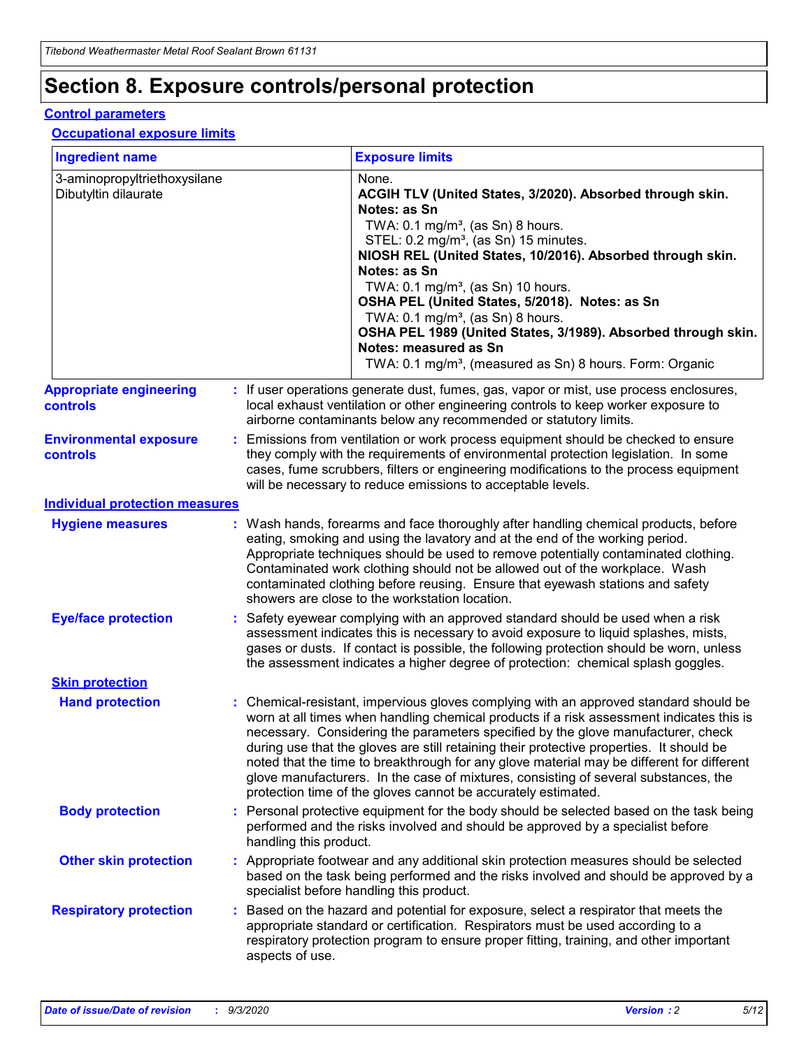# Section 8. Exposure controls/personal protection

## Control parameters

### Occupational exposure limits

| Ingredient name | Exposure limits |
|---|---|
| 3-aminopropyltriethoxysilane | None. |
| Dibutyltin dilaurate | **ACGIH TLV (United States, 3/2020). Absorbed through skin. Notes: as Sn**<br>TWA: 0.1 mg/m³, (as Sn) 8 hours.<br>STEL: 0.2 mg/m³, (as Sn) 15 minutes.<br>**NIOSH REL (United States, 10/2016). Absorbed through skin. Notes: as Sn**<br>TWA: 0.1 mg/m³, (as Sn) 10 hours.<br>**OSHA PEL (United States, 5/2018). Notes: as Sn**<br>TWA: 0.1 mg/m³, (as Sn) 8 hours.<br>**OSHA PEL 1989 (United States, 3/1989). Absorbed through skin. Notes: measured as Sn**<br>TWA: 0.1 mg/m³, (measured as Sn) 8 hours. Form: Organic |

**Appropriate engineering controls** : If user operations generate dust, fumes, gas, vapor or mist, use process enclosures, local exhaust ventilation or other engineering controls to keep worker exposure to airborne contaminants below any recommended or statutory limits.

**Environmental exposure controls** : Emissions from ventilation or work process equipment should be checked to ensure they comply with the requirements of environmental protection legislation. In some cases, fume scrubbers, filters or engineering modifications to the process equipment will be necessary to reduce emissions to acceptable levels.

## Individual protection measures

**Hygiene measures** : Wash hands, forearms and face thoroughly after handling chemical products, before eating, smoking and using the lavatory and at the end of the working period. Appropriate techniques should be used to remove potentially contaminated clothing. Contaminated work clothing should not be allowed out of the workplace. Wash contaminated clothing before reusing. Ensure that eyewash stations and safety showers are close to the workstation location.

**Eye/face protection** : Safety eyewear complying with an approved standard should be used when a risk assessment indicates this is necessary to avoid exposure to liquid splashes, mists, gases or dusts. If contact is possible, the following protection should be worn, unless the assessment indicates a higher degree of protection: chemical splash goggles.

### Skin protection

**Hand protection** : Chemical-resistant, impervious gloves complying with an approved standard should be worn at all times when handling chemical products if a risk assessment indicates this is necessary. Considering the parameters specified by the glove manufacturer, check during use that the gloves are still retaining their protective properties. It should be noted that the time to breakthrough for any glove material may be different for different glove manufacturers. In the case of mixtures, consisting of several substances, the protection time of the gloves cannot be accurately estimated.

**Body protection** : Personal protective equipment for the body should be selected based on the task being performed and the risks involved and should be approved by a specialist before handling this product.

**Other skin protection** : Appropriate footwear and any additional skin protection measures should be selected based on the task being performed and the risks involved and should be approved by a specialist before handling this product.

**Respiratory protection** : Based on the hazard and potential for exposure, select a respirator that meets the appropriate standard or certification. Respirators must be used according to a respiratory protection program to ensure proper fitting, training, and other important aspects of use.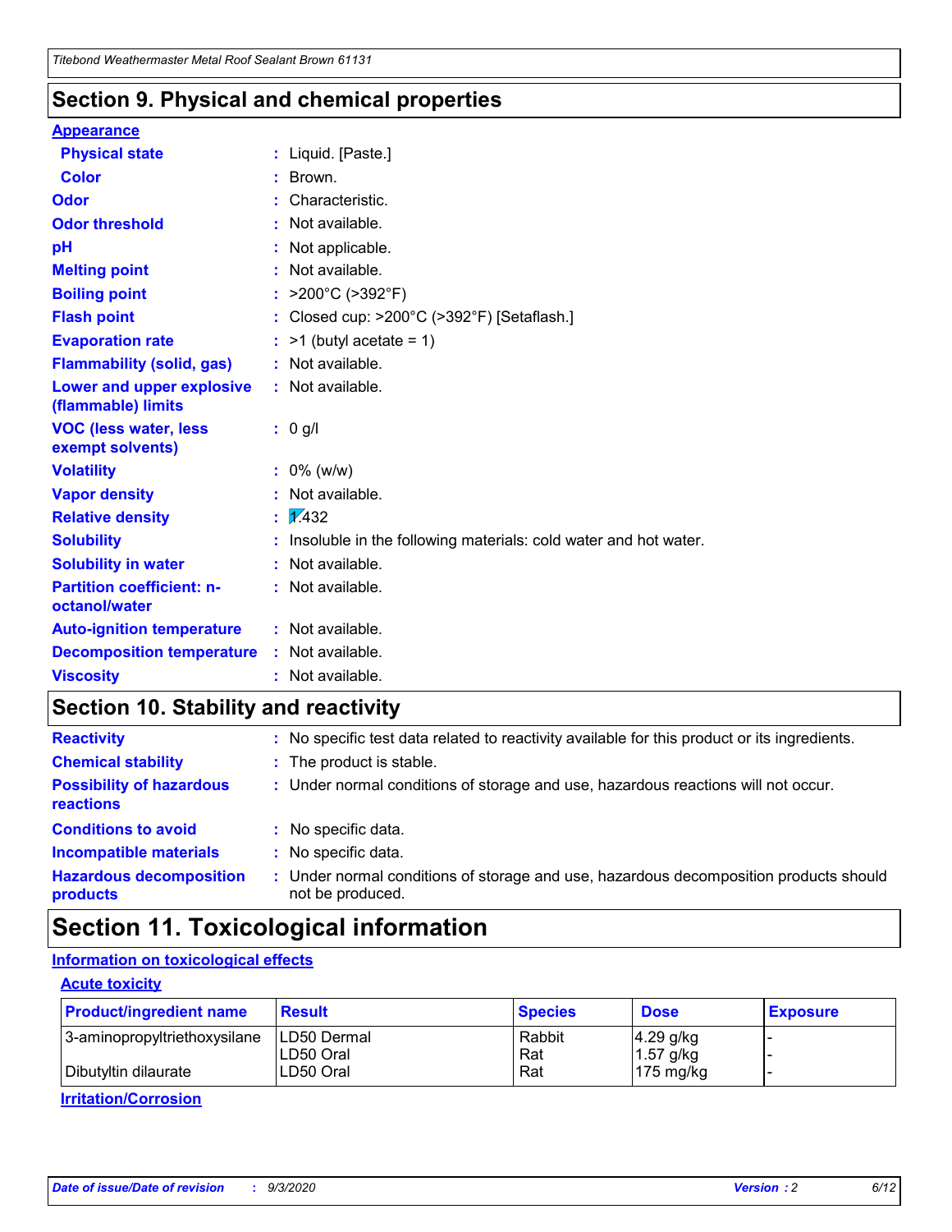## Section 9. Physical and chemical properties

**Appearance**

| | |
|---|---|
| **Physical state** | : Liquid. [Paste.] |
| **Color** | : Brown. |
| **Odor** | : Characteristic. |
| **Odor threshold** | : Not available. |
| **pH** | : Not applicable. |
| **Melting point** | : Not available. |
| **Boiling point** | : >200°C (>392°F) |
| **Flash point** | : Closed cup: >200°C (>392°F) [Setaflash.] |
| **Evaporation rate** | : >1 (butyl acetate = 1) |
| **Flammability (solid, gas)** | : Not available. |
| **Lower and upper explosive (flammable) limits** | : Not available. |
| **VOC (less water, less exempt solvents)** | : 0 g/l |
| **Volatility** | : 0% (w/w) |
| **Vapor density** | : Not available. |
| **Relative density** | : 1.432 |
| **Solubility** | : Insoluble in the following materials: cold water and hot water. |
| **Solubility in water** | : Not available. |
| **Partition coefficient: n-octanol/water** | : Not available. |
| **Auto-ignition temperature** | : Not available. |
| **Decomposition temperature** | : Not available. |
| **Viscosity** | : Not available. |

## Section 10. Stability and reactivity

| | |
|---|---|
| **Reactivity** | : No specific test data related to reactivity available for this product or its ingredients. |
| **Chemical stability** | : The product is stable. |
| **Possibility of hazardous reactions** | : Under normal conditions of storage and use, hazardous reactions will not occur. |
| **Conditions to avoid** | : No specific data. |
| **Incompatible materials** | : No specific data. |
| **Hazardous decomposition products** | : Under normal conditions of storage and use, hazardous decomposition products should not be produced. |

## Section 11. Toxicological information

**Information on toxicological effects**

**Acute toxicity**

| Product/ingredient name | Result | Species | Dose | Exposure |
|---|---|---|---|---|
| 3-aminopropyltriethoxysilane | LD50 Dermal | Rabbit | 4.29 g/kg | - |
| | LD50 Oral | Rat | 1.57 g/kg | - |
| Dibutyltin dilaurate | LD50 Oral | Rat | 175 mg/kg | - |

**Irritation/Corrosion**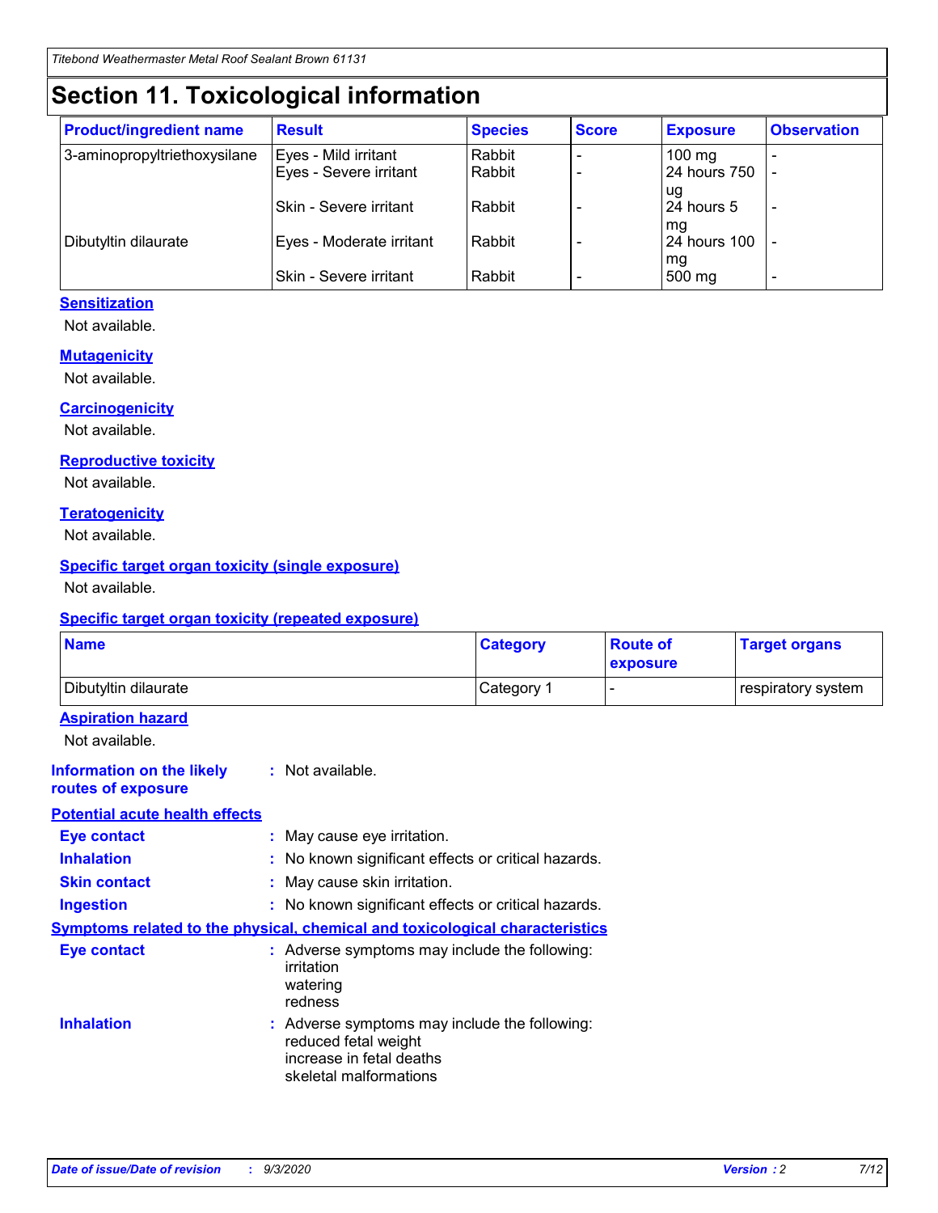# Section 11. Toxicological information

| Product/ingredient name | Result | Species | Score | Exposure | Observation |
|---|---|---|---|---|---|
| 3-aminopropyltriethoxysilane | Eyes - Mild irritant | Rabbit | - | 100 mg | - |
| | Eyes - Severe irritant | Rabbit | - | 24 hours 750 ug | - |
| | Skin - Severe irritant | Rabbit | - | 24 hours 5 mg | - |
| Dibutyltin dilaurate | Eyes - Moderate irritant | Rabbit | - | 24 hours 100 mg | - |
| | Skin - Severe irritant | Rabbit | - | 500 mg | - |

### Sensitization

Not available.

### Mutagenicity

Not available.

### Carcinogenicity

Not available.

### Reproductive toxicity

Not available.

### Teratogenicity

Not available.

### Specific target organ toxicity (single exposure)

Not available.

### Specific target organ toxicity (repeated exposure)

| Name | Category | Route of exposure | Target organs |
|---|---|---|---|
| Dibutyltin dilaurate | Category 1 | - | respiratory system |

### Aspiration hazard

Not available.

**Information on the likely routes of exposure** : Not available.

### Potential acute health effects

**Eye contact** : May cause eye irritation.

**Inhalation** : No known significant effects or critical hazards.

**Skin contact** : May cause skin irritation.

**Ingestion** : No known significant effects or critical hazards.

### Symptoms related to the physical, chemical and toxicological characteristics

**Eye contact** : Adverse symptoms may include the following:
irritation
watering
redness

**Inhalation** : Adverse symptoms may include the following:
reduced fetal weight
increase in fetal deaths
skeletal malformations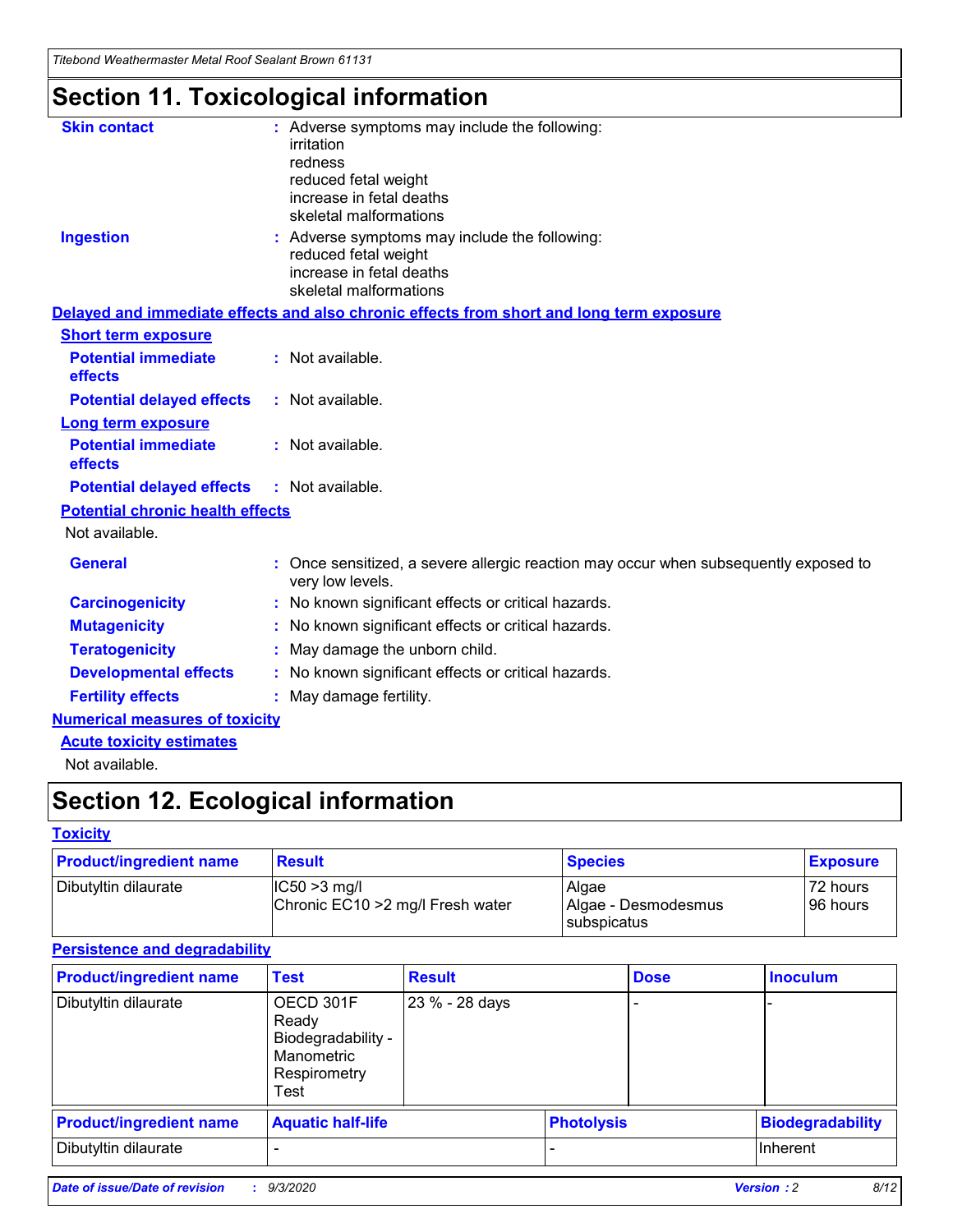# Section 11. Toxicological information

**Skin contact** : Adverse symptoms may include the following:
irritation
redness
reduced fetal weight
increase in fetal deaths
skeletal malformations

**Ingestion** : Adverse symptoms may include the following:
reduced fetal weight
increase in fetal deaths
skeletal malformations

**Delayed and immediate effects and also chronic effects from short and long term exposure**

**Short term exposure**

**Potential immediate effects** : Not available.

**Potential delayed effects** : Not available.

**Long term exposure**

**Potential immediate effects** : Not available.

**Potential delayed effects** : Not available.

**Potential chronic health effects**

Not available.

**General** : Once sensitized, a severe allergic reaction may occur when subsequently exposed to very low levels.

**Carcinogenicity** : No known significant effects or critical hazards.

**Mutagenicity** : No known significant effects or critical hazards.

**Teratogenicity** : May damage the unborn child.

**Developmental effects** : No known significant effects or critical hazards.

**Fertility effects** : May damage fertility.

**Numerical measures of toxicity**

**Acute toxicity estimates**

Not available.

# Section 12. Ecological information

**Toxicity**

| Product/ingredient name | Result | Species | Exposure |
|---|---|---|---|
| Dibutyltin dilaurate | IC50 >3 mg/l<br>Chronic EC10 >2 mg/l Fresh water | Algae<br>Algae - Desmodesmus subspicatus | 72 hours<br>96 hours |

**Persistence and degradability**

| Product/ingredient name | Test | Result | Dose | Inoculum |
|---|---|---|---|---|
| Dibutyltin dilaurate | OECD 301F Ready Biodegradability - Manometric Respirometry Test | 23 % - 28 days | - | - |

| Product/ingredient name | Aquatic half-life | Photolysis | Biodegradability |
|---|---|---|---|
| Dibutyltin dilaurate | - | - | Inherent |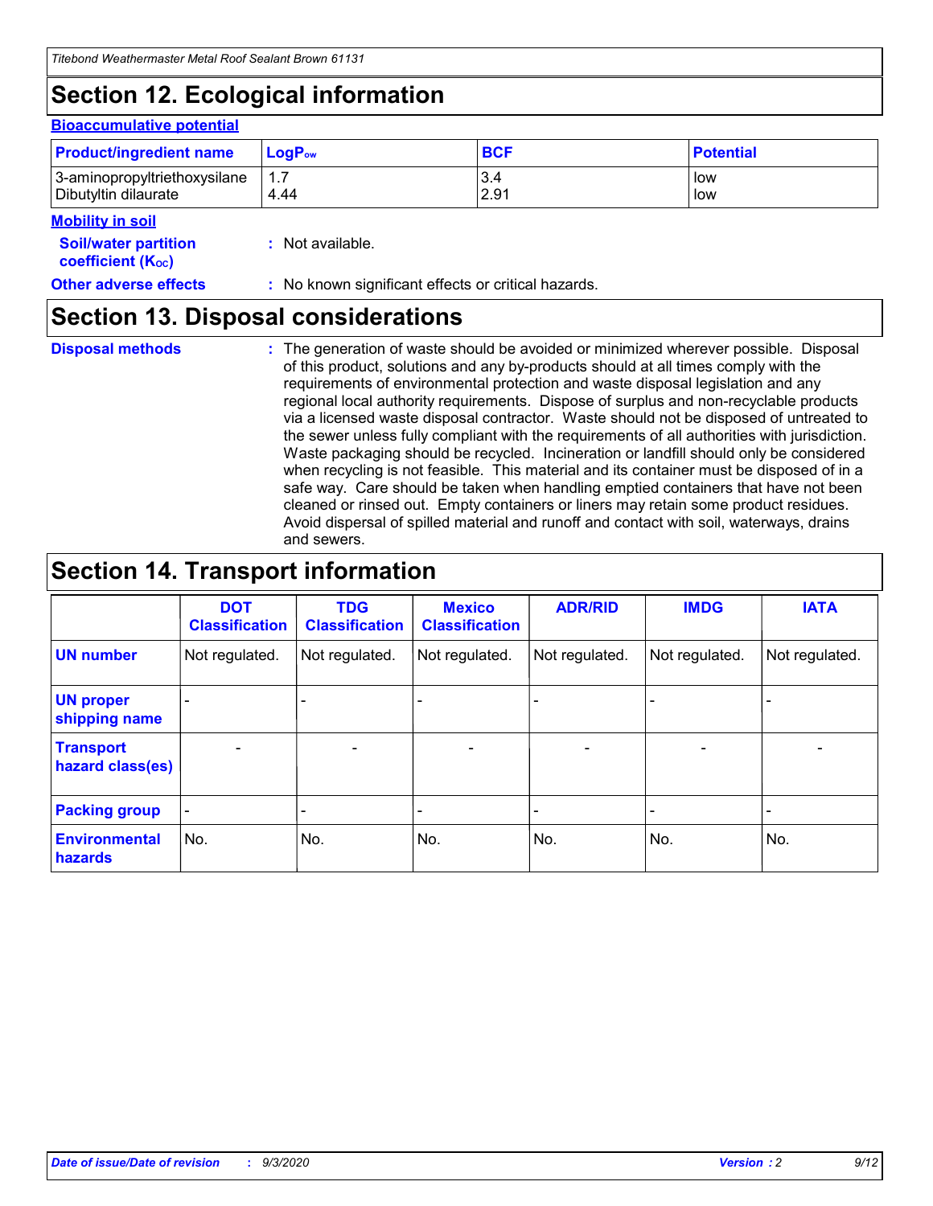# Section 12. Ecological information

### Bioaccumulative potential

| Product/ingredient name | $LogP_{ow}$ | BCF | Potential |
|---|---|---|---|
| 3-aminopropyltriethoxysilane | 1.7 | 3.4 | low |
| Dibutyltin dilaurate | 4.44 | 2.91 | low |

### Mobility in soil

**Soil/water partition coefficient ($K_{OC}$)** : Not available.

**Other adverse effects** : No known significant effects or critical hazards.

# Section 13. Disposal considerations

**Disposal methods** : The generation of waste should be avoided or minimized wherever possible. Disposal of this product, solutions and any by-products should at all times comply with the requirements of environmental protection and waste disposal legislation and any regional local authority requirements. Dispose of surplus and non-recyclable products via a licensed waste disposal contractor. Waste should not be disposed of untreated to the sewer unless fully compliant with the requirements of all authorities with jurisdiction. Waste packaging should be recycled. Incineration or landfill should only be considered when recycling is not feasible. This material and its container must be disposed of in a safe way. Care should be taken when handling emptied containers that have not been cleaned or rinsed out. Empty containers or liners may retain some product residues. Avoid dispersal of spilled material and runoff and contact with soil, waterways, drains and sewers.

# Section 14. Transport information

| | DOT Classification | TDG Classification | Mexico Classification | ADR/RID | IMDG | IATA |
|---|---|---|---|---|---|---|
| **UN number** | Not regulated. | Not regulated. | Not regulated. | Not regulated. | Not regulated. | Not regulated. |
| **UN proper shipping name** | - | - | - | - | - | - |
| **Transport hazard class(es)** | - | - | - | - | - | - |
| **Packing group** | - | - | - | - | - | - |
| **Environmental hazards** | No. | No. | No. | No. | No. | No. |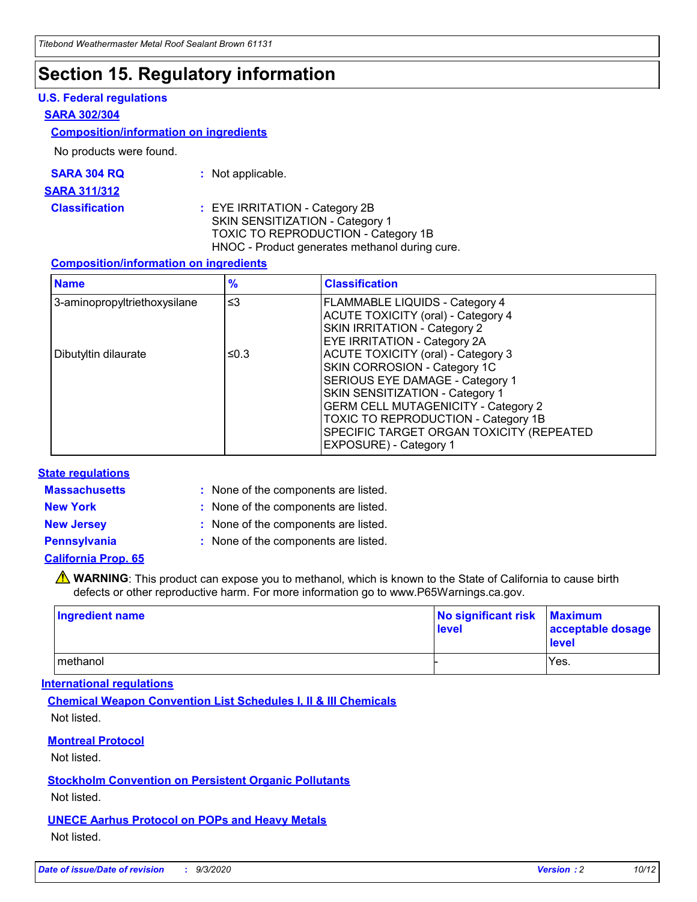# Section 15. Regulatory information

## U.S. Federal regulations

### SARA 302/304

#### Composition/information on ingredients

No products were found.

**SARA 304 RQ** : Not applicable.

### SARA 311/312

**Classification** : EYE IRRITATION - Category 2B
SKIN SENSITIZATION - Category 1
TOXIC TO REPRODUCTION - Category 1B
HNOC - Product generates methanol during cure.

#### Composition/information on ingredients

| Name | % | Classification |
|---|---|---|
| 3-aminopropyltriethoxysilane | ≤3 | FLAMMABLE LIQUIDS - Category 4<br>ACUTE TOXICITY (oral) - Category 4<br>SKIN IRRITATION - Category 2<br>EYE IRRITATION - Category 2A |
| Dibutyltin dilaurate | ≤0.3 | ACUTE TOXICITY (oral) - Category 3<br>SKIN CORROSION - Category 1C<br>SERIOUS EYE DAMAGE - Category 1<br>SKIN SENSITIZATION - Category 1<br>GERM CELL MUTAGENICITY - Category 2<br>TOXIC TO REPRODUCTION - Category 1B<br>SPECIFIC TARGET ORGAN TOXICITY (REPEATED EXPOSURE) - Category 1 |

## State regulations

**Massachusetts** : None of the components are listed.

**New York** : None of the components are listed.

**New Jersey** : None of the components are listed.

**Pennsylvania** : None of the components are listed.

### California Prop. 65

⚠ **WARNING**: This product can expose you to methanol, which is known to the State of California to cause birth defects or other reproductive harm. For more information go to www.P65Warnings.ca.gov.

| Ingredient name | No significant risk level | Maximum acceptable dosage level |
|---|---|---|
| methanol | - | Yes. |

## International regulations

#### Chemical Weapon Convention List Schedules I, II & III Chemicals

Not listed.

#### Montreal Protocol

Not listed.

#### Stockholm Convention on Persistent Organic Pollutants

Not listed.

#### UNECE Aarhus Protocol on POPs and Heavy Metals

Not listed.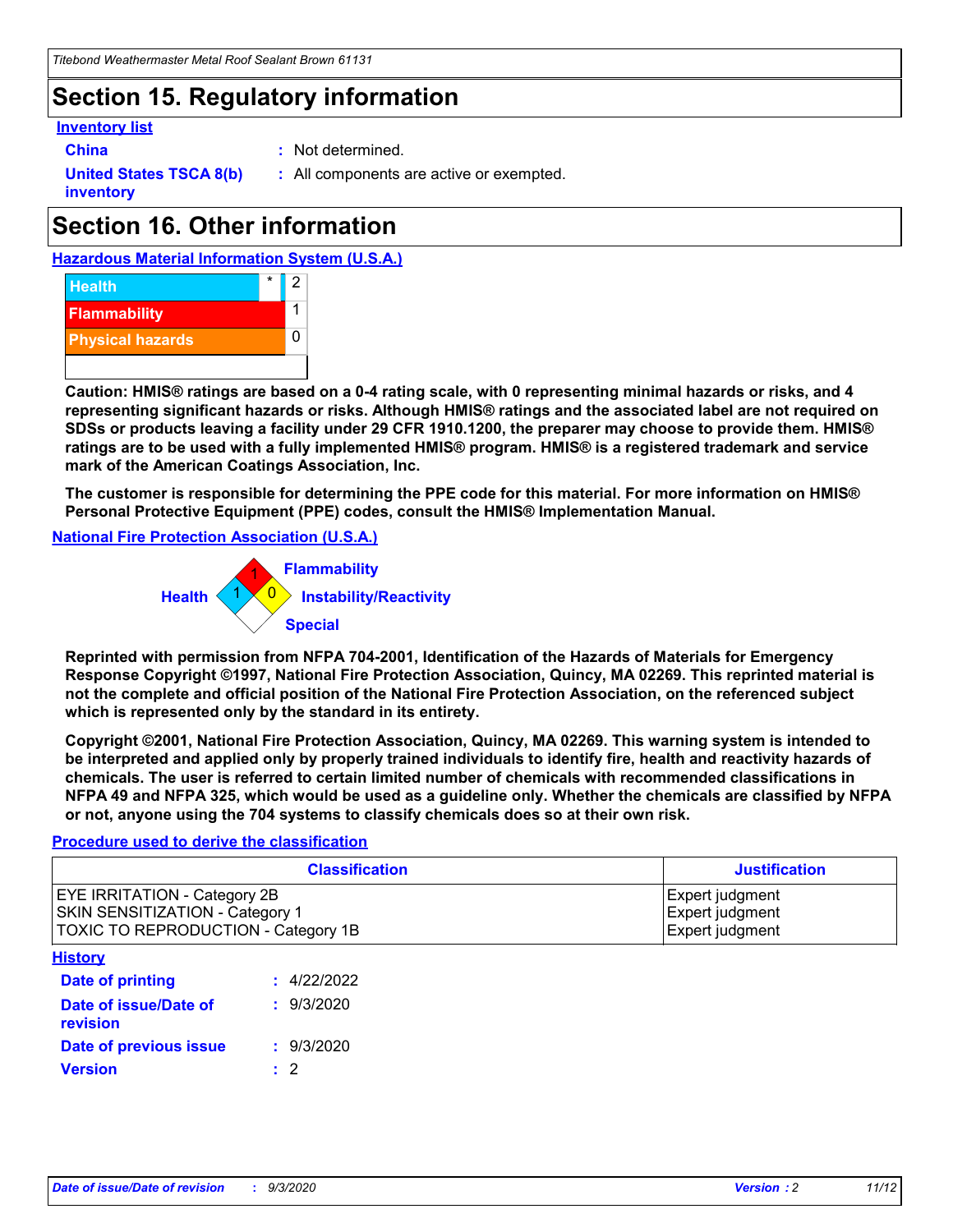# Section 15. Regulatory information

**Inventory list**

**China** : Not determined.

**United States TSCA 8(b) inventory** : All components are active or exempted.

# Section 16. Other information

**Hazardous Material Information System (U.S.A.)**

| | | |
|---|---|---|
| Health | * | 2 |
| Flammability | | 1 |
| Physical hazards | | 0 |

**Caution: HMIS® ratings are based on a 0-4 rating scale, with 0 representing minimal hazards or risks, and 4 representing significant hazards or risks. Although HMIS® ratings and the associated label are not required on SDSs or products leaving a facility under 29 CFR 1910.1200, the preparer may choose to provide them. HMIS® ratings are to be used with a fully implemented HMIS® program. HMIS® is a registered trademark and service mark of the American Coatings Association, Inc.**

**The customer is responsible for determining the PPE code for this material. For more information on HMIS® Personal Protective Equipment (PPE) codes, consult the HMIS® Implementation Manual.**

**National Fire Protection Association (U.S.A.)**

- Flammability: 1
- Health: 1
- Instability/Reactivity: 0
- Special:

**Reprinted with permission from NFPA 704-2001, Identification of the Hazards of Materials for Emergency Response Copyright ©1997, National Fire Protection Association, Quincy, MA 02269. This reprinted material is not the complete and official position of the National Fire Protection Association, on the referenced subject which is represented only by the standard in its entirety.**

**Copyright ©2001, National Fire Protection Association, Quincy, MA 02269. This warning system is intended to be interpreted and applied only by properly trained individuals to identify fire, health and reactivity hazards of chemicals. The user is referred to certain limited number of chemicals with recommended classifications in NFPA 49 and NFPA 325, which would be used as a guideline only. Whether the chemicals are classified by NFPA or not, anyone using the 704 systems to classify chemicals does so at their own risk.**

**Procedure used to derive the classification**

| Classification | Justification |
|---|---|
| EYE IRRITATION - Category 2B | Expert judgment |
| SKIN SENSITIZATION - Category 1 | Expert judgment |
| TOXIC TO REPRODUCTION - Category 1B | Expert judgment |

**History**

**Date of printing** : 4/22/2022

**Date of issue/Date of revision** : 9/3/2020

**Date of previous issue** : 9/3/2020

**Version** : 2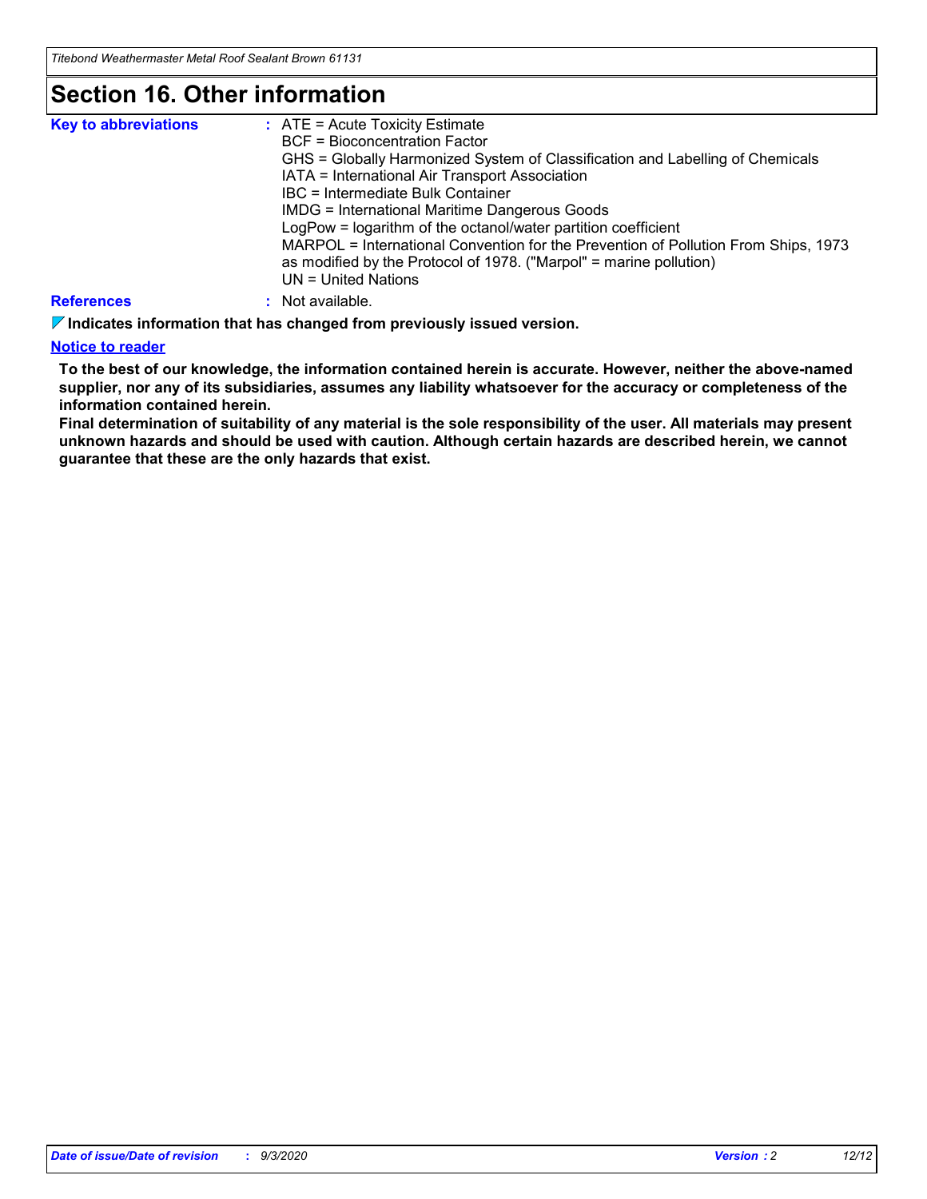# Section 16. Other information

**Key to abbreviations** : ATE = Acute Toxicity Estimate
BCF = Bioconcentration Factor
GHS = Globally Harmonized System of Classification and Labelling of Chemicals
IATA = International Air Transport Association
IBC = Intermediate Bulk Container
IMDG = International Maritime Dangerous Goods
LogPow = logarithm of the octanol/water partition coefficient
MARPOL = International Convention for the Prevention of Pollution From Ships, 1973 as modified by the Protocol of 1978. ("Marpol" = marine pollution)
UN = United Nations

**References** : Not available.

**Indicates information that has changed from previously issued version.**

**Notice to reader**

**To the best of our knowledge, the information contained herein is accurate. However, neither the above-named supplier, nor any of its subsidiaries, assumes any liability whatsoever for the accuracy or completeness of the information contained herein.**

**Final determination of suitability of any material is the sole responsibility of the user. All materials may present unknown hazards and should be used with caution. Although certain hazards are described herein, we cannot guarantee that these are the only hazards that exist.**